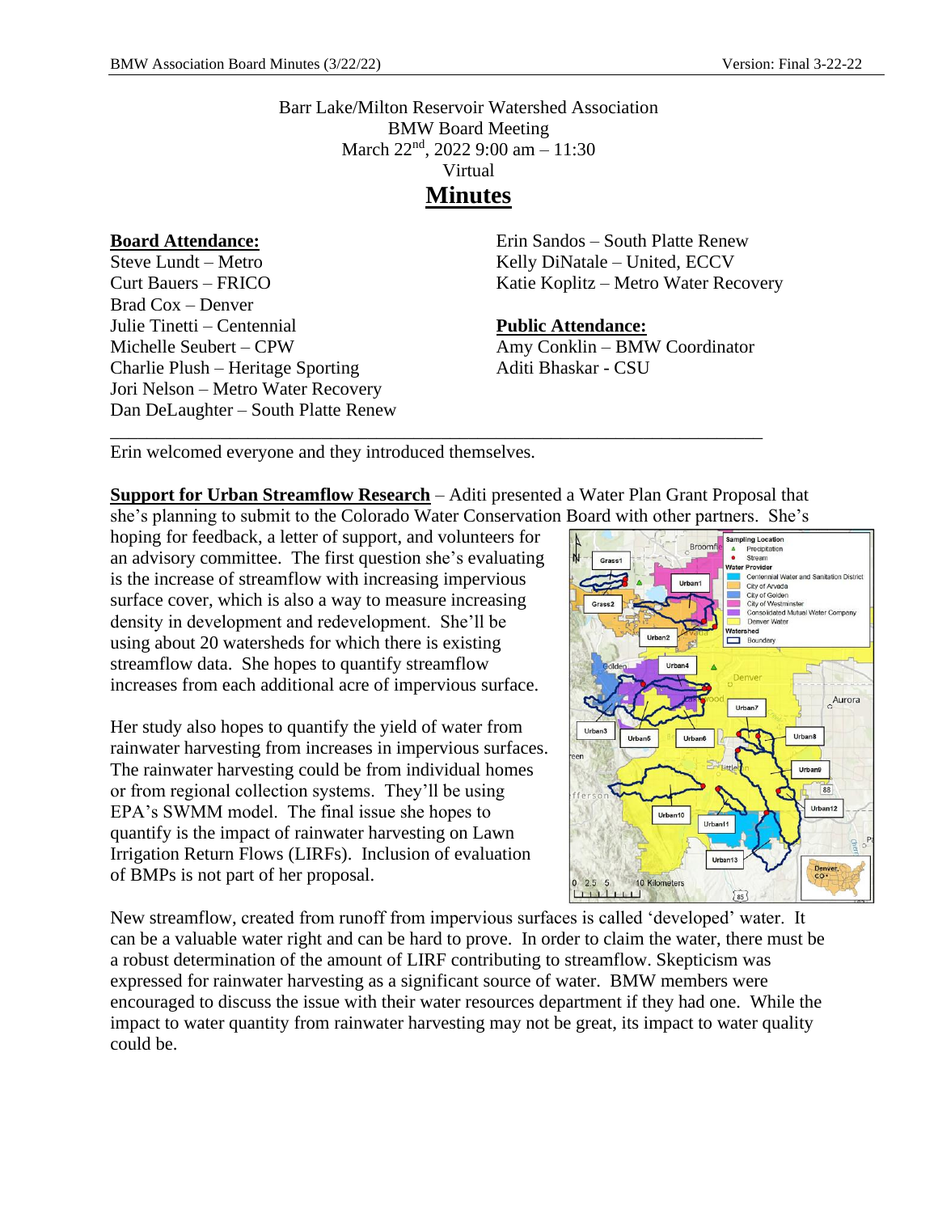Barr Lake/Milton Reservoir Watershed Association
BMW Board Meeting
March 22nd, 2022 9:00 am – 11:30
Virtual

# Minutes

**Board Attendance:**
Steve Lundt – Metro
Curt Bauers – FRICO
Brad Cox – Denver
Julie Tinetti – Centennial
Michelle Seubert – CPW
Charlie Plush – Heritage Sporting
Jori Nelson – Metro Water Recovery
Dan DeLaughter – South Platte Renew
Erin Sandos – South Platte Renew
Kelly DiNatale – United, ECCV
Katie Koplitz – Metro Water Recovery

**Public Attendance:**
Amy Conklin – BMW Coordinator
Aditi Bhaskar - CSU

---

Erin welcomed everyone and they introduced themselves.

**Support for Urban Streamflow Research** – Aditi presented a Water Plan Grant Proposal that she's planning to submit to the Colorado Water Conservation Board with other partners. She's hoping for feedback, a letter of support, and volunteers for an advisory committee. The first question she's evaluating is the increase of streamflow with increasing impervious surface cover, which is also a way to measure increasing density in development and redevelopment. She'll be using about 20 watersheds for which there is existing streamflow data. She hopes to quantify streamflow increases from each additional acre of impervious surface.

Her study also hopes to quantify the yield of water from rainwater harvesting from increases in impervious surfaces. The rainwater harvesting could be from individual homes or from regional collection systems. They'll be using EPA's SWMM model. The final issue she hopes to quantify is the impact of rainwater harvesting on Lawn Irrigation Return Flows (LIRFs). Inclusion of evaluation of BMPs is not part of her proposal.

New streamflow, created from runoff from impervious surfaces is called 'developed' water. It can be a valuable water right and can be hard to prove. In order to claim the water, there must be a robust determination of the amount of LIRF contributing to streamflow. Skepticism was expressed for rainwater harvesting as a significant source of water. BMW members were encouraged to discuss the issue with their water resources department if they had one. While the impact to water quantity from rainwater harvesting may not be great, its impact to water quality could be.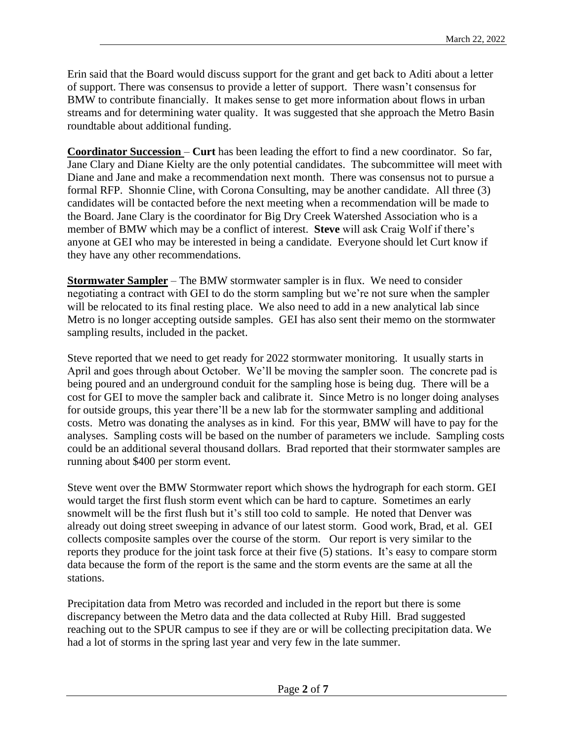Erin said that the Board would discuss support for the grant and get back to Aditi about a letter of support. There was consensus to provide a letter of support. There wasn't consensus for BMW to contribute financially. It makes sense to get more information about flows in urban streams and for determining water quality. It was suggested that she approach the Metro Basin roundtable about additional funding.

**Coordinator Succession** – **Curt** has been leading the effort to find a new coordinator. So far, Jane Clary and Diane Kielty are the only potential candidates. The subcommittee will meet with Diane and Jane and make a recommendation next month. There was consensus not to pursue a formal RFP. Shonnie Cline, with Corona Consulting, may be another candidate. All three (3) candidates will be contacted before the next meeting when a recommendation will be made to the Board. Jane Clary is the coordinator for Big Dry Creek Watershed Association who is a member of BMW which may be a conflict of interest. **Steve** will ask Craig Wolf if there's anyone at GEI who may be interested in being a candidate. Everyone should let Curt know if they have any other recommendations.

**Stormwater Sampler** – The BMW stormwater sampler is in flux. We need to consider negotiating a contract with GEI to do the storm sampling but we're not sure when the sampler will be relocated to its final resting place. We also need to add in a new analytical lab since Metro is no longer accepting outside samples. GEI has also sent their memo on the stormwater sampling results, included in the packet.

Steve reported that we need to get ready for 2022 stormwater monitoring. It usually starts in April and goes through about October. We'll be moving the sampler soon. The concrete pad is being poured and an underground conduit for the sampling hose is being dug. There will be a cost for GEI to move the sampler back and calibrate it. Since Metro is no longer doing analyses for outside groups, this year there'll be a new lab for the stormwater sampling and additional costs. Metro was donating the analyses as in kind. For this year, BMW will have to pay for the analyses. Sampling costs will be based on the number of parameters we include. Sampling costs could be an additional several thousand dollars. Brad reported that their stormwater samples are running about $400 per storm event.

Steve went over the BMW Stormwater report which shows the hydrograph for each storm. GEI would target the first flush storm event which can be hard to capture. Sometimes an early snowmelt will be the first flush but it's still too cold to sample. He noted that Denver was already out doing street sweeping in advance of our latest storm. Good work, Brad, et al. GEI collects composite samples over the course of the storm. Our report is very similar to the reports they produce for the joint task force at their five (5) stations. It's easy to compare storm data because the form of the report is the same and the storm events are the same at all the stations.

Precipitation data from Metro was recorded and included in the report but there is some discrepancy between the Metro data and the data collected at Ruby Hill. Brad suggested reaching out to the SPUR campus to see if they are or will be collecting precipitation data. We had a lot of storms in the spring last year and very few in the late summer.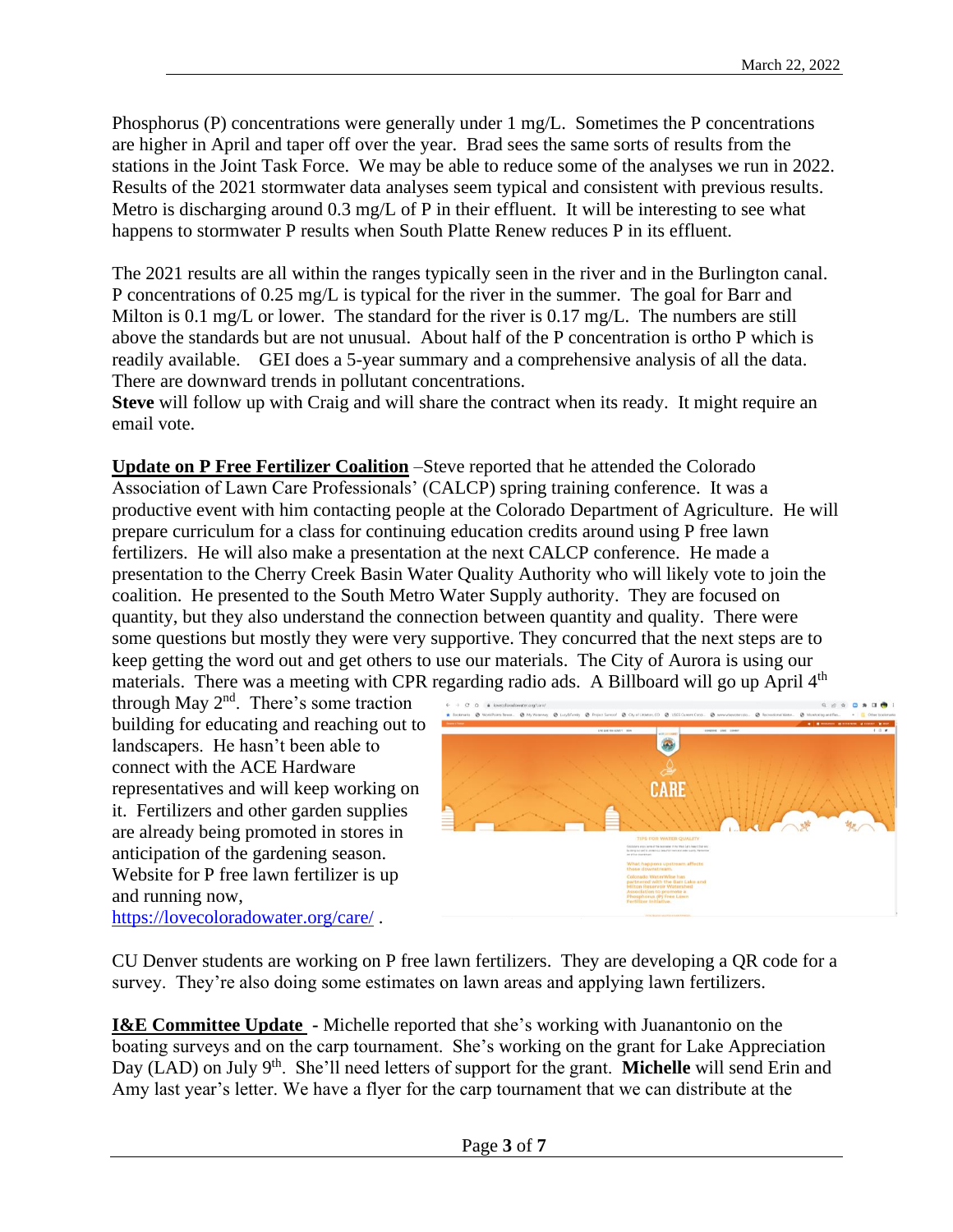Phosphorus (P) concentrations were generally under 1 mg/L. Sometimes the P concentrations are higher in April and taper off over the year. Brad sees the same sorts of results from the stations in the Joint Task Force. We may be able to reduce some of the analyses we run in 2022. Results of the 2021 stormwater data analyses seem typical and consistent with previous results. Metro is discharging around 0.3 mg/L of P in their effluent. It will be interesting to see what happens to stormwater P results when South Platte Renew reduces P in its effluent.

The 2021 results are all within the ranges typically seen in the river and in the Burlington canal. P concentrations of 0.25 mg/L is typical for the river in the summer. The goal for Barr and Milton is 0.1 mg/L or lower. The standard for the river is 0.17 mg/L. The numbers are still above the standards but are not unusual. About half of the P concentration is ortho P which is readily available. GEI does a 5-year summary and a comprehensive analysis of all the data. There are downward trends in pollutant concentrations.
**Steve** will follow up with Craig and will share the contract when its ready. It might require an email vote.

**Update on P Free Fertilizer Coalition** –Steve reported that he attended the Colorado Association of Lawn Care Professionals' (CALCP) spring training conference. It was a productive event with him contacting people at the Colorado Department of Agriculture. He will prepare curriculum for a class for continuing education credits around using P free lawn fertilizers. He will also make a presentation at the next CALCP conference. He made a presentation to the Cherry Creek Basin Water Quality Authority who will likely vote to join the coalition. He presented to the South Metro Water Supply authority. They are focused on quantity, but they also understand the connection between quantity and quality. There were some questions but mostly they were very supportive. They concurred that the next steps are to keep getting the word out and get others to use our materials. The City of Aurora is using our materials. There was a meeting with CPR regarding radio ads. A Billboard will go up April 4th through May 2nd. There's some traction building for educating and reaching out to landscapers. He hasn't been able to connect with the ACE Hardware representatives and will keep working on it. Fertilizers and other garden supplies are already being promoted in stores in anticipation of the gardening season. Website for P free lawn fertilizer is up and running now, https://lovecoloradowater.org/care/ .

CU Denver students are working on P free lawn fertilizers. They are developing a QR code for a survey. They're also doing some estimates on lawn areas and applying lawn fertilizers.

**I&E Committee Update** - Michelle reported that she's working with Juanantonio on the boating surveys and on the carp tournament. She's working on the grant for Lake Appreciation Day (LAD) on July 9th. She'll need letters of support for the grant. **Michelle** will send Erin and Amy last year's letter. We have a flyer for the carp tournament that we can distribute at the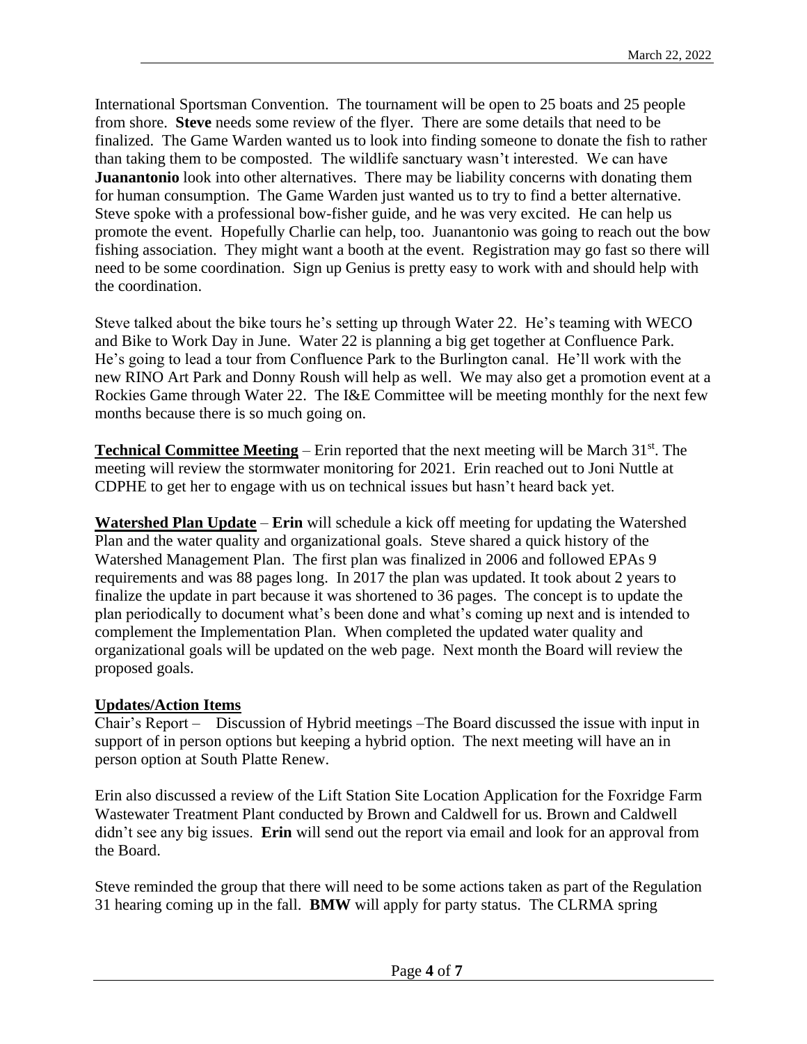International Sportsman Convention. The tournament will be open to 25 boats and 25 people from shore. **Steve** needs some review of the flyer. There are some details that need to be finalized. The Game Warden wanted us to look into finding someone to donate the fish to rather than taking them to be composted. The wildlife sanctuary wasn't interested. We can have **Juanantonio** look into other alternatives. There may be liability concerns with donating them for human consumption. The Game Warden just wanted us to try to find a better alternative. Steve spoke with a professional bow-fisher guide, and he was very excited. He can help us promote the event. Hopefully Charlie can help, too. Juanantonio was going to reach out the bow fishing association. They might want a booth at the event. Registration may go fast so there will need to be some coordination. Sign up Genius is pretty easy to work with and should help with the coordination.

Steve talked about the bike tours he's setting up through Water 22. He's teaming with WECO and Bike to Work Day in June. Water 22 is planning a big get together at Confluence Park. He's going to lead a tour from Confluence Park to the Burlington canal. He'll work with the new RINO Art Park and Donny Roush will help as well. We may also get a promotion event at a Rockies Game through Water 22. The I&E Committee will be meeting monthly for the next few months because there is so much going on.

**Technical Committee Meeting** – Erin reported that the next meeting will be March 31st. The meeting will review the stormwater monitoring for 2021. Erin reached out to Joni Nuttle at CDPHE to get her to engage with us on technical issues but hasn't heard back yet.

**Watershed Plan Update** – **Erin** will schedule a kick off meeting for updating the Watershed Plan and the water quality and organizational goals. Steve shared a quick history of the Watershed Management Plan. The first plan was finalized in 2006 and followed EPAs 9 requirements and was 88 pages long. In 2017 the plan was updated. It took about 2 years to finalize the update in part because it was shortened to 36 pages. The concept is to update the plan periodically to document what's been done and what's coming up next and is intended to complement the Implementation Plan. When completed the updated water quality and organizational goals will be updated on the web page. Next month the Board will review the proposed goals.

**Updates/Action Items**

Chair's Report – Discussion of Hybrid meetings –The Board discussed the issue with input in support of in person options but keeping a hybrid option. The next meeting will have an in person option at South Platte Renew.

Erin also discussed a review of the Lift Station Site Location Application for the Foxridge Farm Wastewater Treatment Plant conducted by Brown and Caldwell for us. Brown and Caldwell didn't see any big issues. **Erin** will send out the report via email and look for an approval from the Board.

Steve reminded the group that there will need to be some actions taken as part of the Regulation 31 hearing coming up in the fall. **BMW** will apply for party status. The CLRMA spring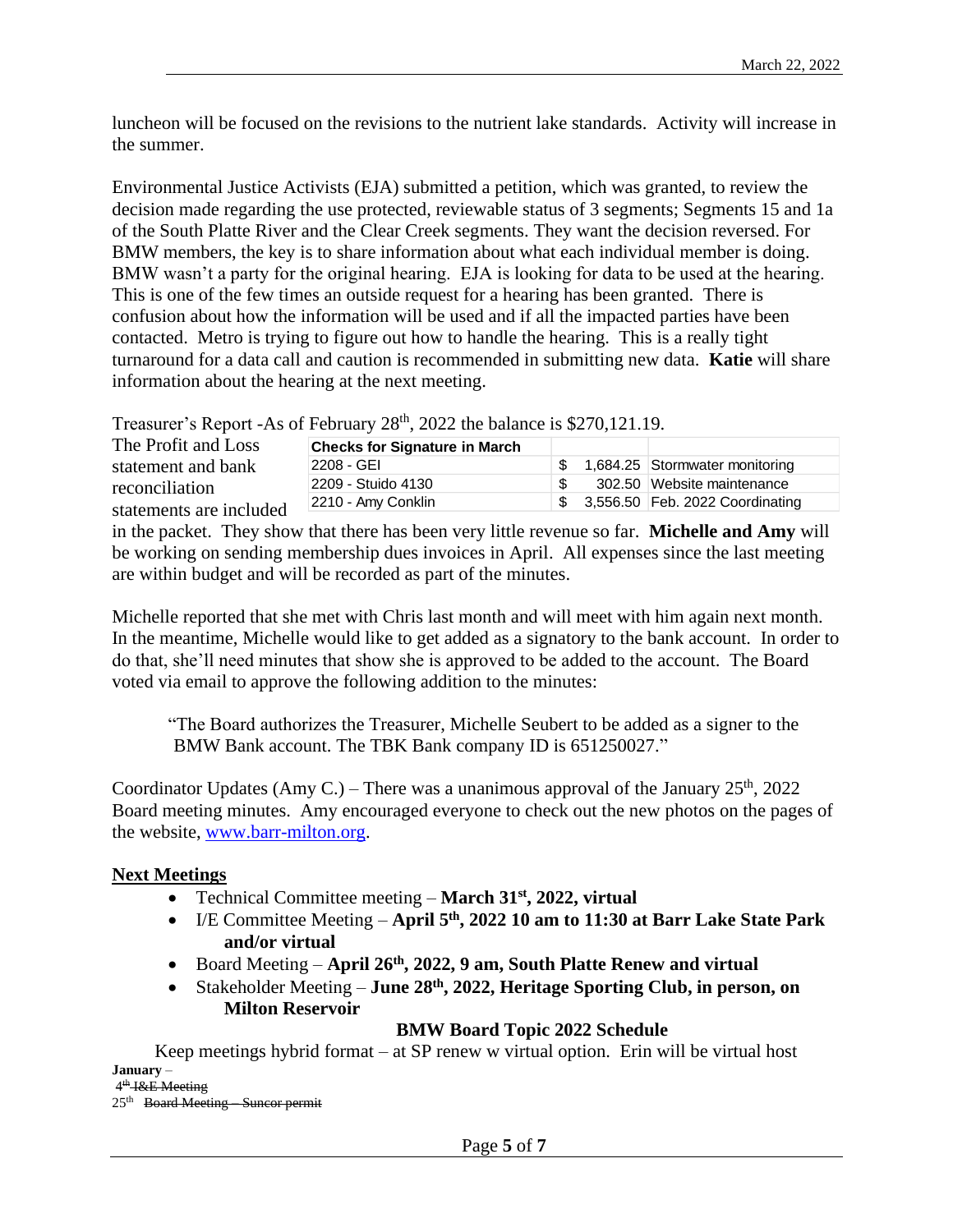luncheon will be focused on the revisions to the nutrient lake standards. Activity will increase in the summer.

Environmental Justice Activists (EJA) submitted a petition, which was granted, to review the decision made regarding the use protected, reviewable status of 3 segments; Segments 15 and 1a of the South Platte River and the Clear Creek segments. They want the decision reversed. For BMW members, the key is to share information about what each individual member is doing. BMW wasn't a party for the original hearing. EJA is looking for data to be used at the hearing. This is one of the few times an outside request for a hearing has been granted. There is confusion about how the information will be used and if all the impacted parties have been contacted. Metro is trying to figure out how to handle the hearing. This is a really tight turnaround for a data call and caution is recommended in submitting new data. **Katie** will share information about the hearing at the next meeting.

Treasurer's Report -As of February 28th, 2022 the balance is $270,121.19.

The Profit and Loss statement and bank reconciliation statements are included in the packet. They show that there has been very little revenue so far. **Michelle and Amy** will be working on sending membership dues invoices in April. All expenses since the last meeting are within budget and will be recorded as part of the minutes.

| Checks for Signature in March | | |
|---|---|---|
| 2208 - GEI | $ 1,684.25 | Stormwater monitoring |
| 2209 - Stuido 4130 | $ 302.50 | Website maintenance |
| 2210 - Amy Conklin | $ 3,556.50 | Feb. 2022 Coordinating |

Michelle reported that she met with Chris last month and will meet with him again next month. In the meantime, Michelle would like to get added as a signatory to the bank account. In order to do that, she'll need minutes that show she is approved to be added to the account. The Board voted via email to approve the following addition to the minutes:

> "The Board authorizes the Treasurer, Michelle Seubert to be added as a signer to the BMW Bank account. The TBK Bank company ID is 651250027."

Coordinator Updates (Amy C.) – There was a unanimous approval of the January 25th, 2022 Board meeting minutes. Amy encouraged everyone to check out the new photos on the pages of the website, www.barr-milton.org.

**Next Meetings**

- Technical Committee meeting – **March 31st, 2022, virtual**
- I/E Committee Meeting – **April 5th, 2022 10 am to 11:30 at Barr Lake State Park and/or virtual**
- Board Meeting – **April 26th, 2022, 9 am, South Platte Renew and virtual**
- Stakeholder Meeting – **June 28th, 2022, Heritage Sporting Club, in person, on Milton Reservoir**

**BMW Board Topic 2022 Schedule**

Keep meetings hybrid format – at SP renew w virtual option. Erin will be virtual host

**January** –

~~4th I&E Meeting~~

25th ~~Board Meeting – Suncor permit~~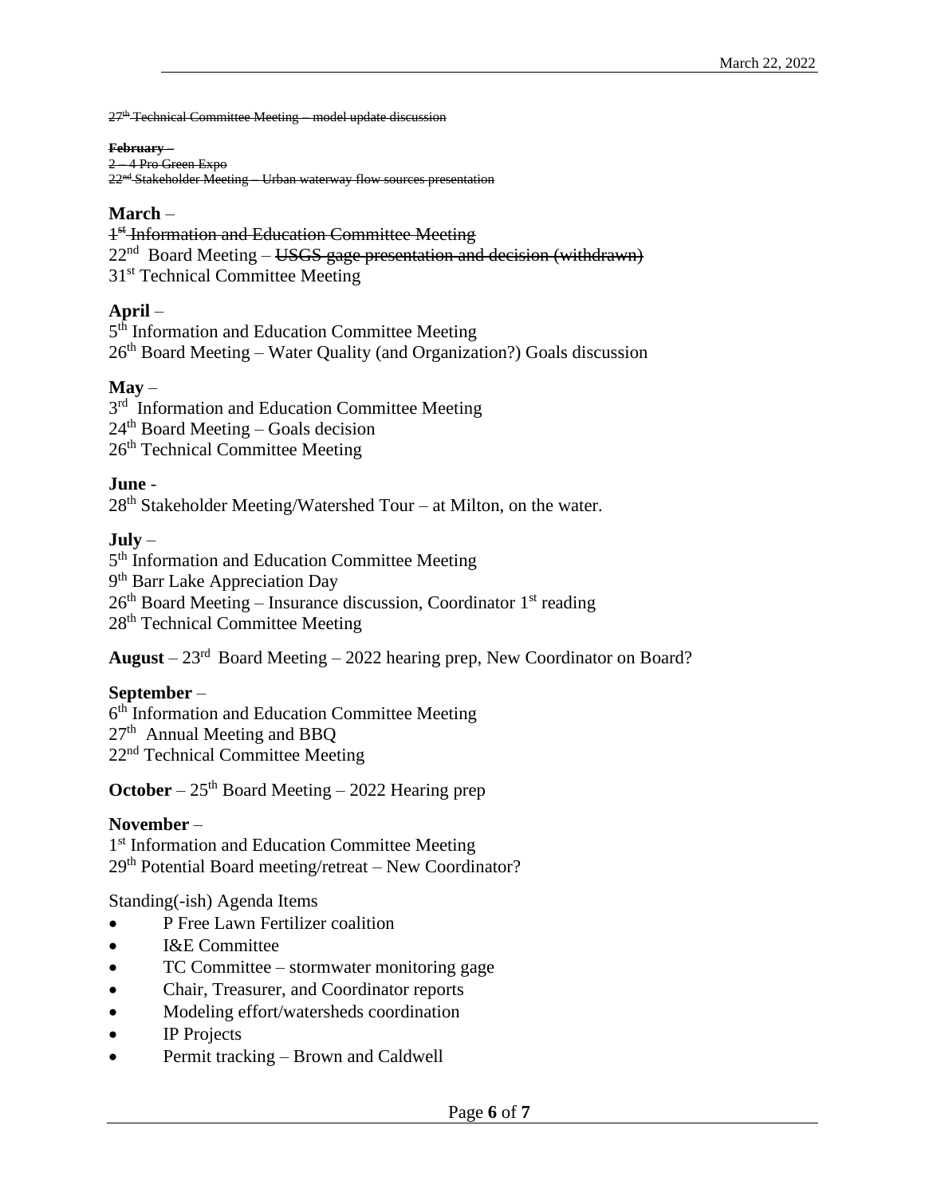~~27th Technical Committee Meeting – model update discussion~~

~~**February** –~~
~~2 – 4 Pro Green Expo~~
~~22nd Stakeholder Meeting – Urban waterway flow sources presentation~~

**March** –
~~1st Information and Education Committee Meeting~~
22nd Board Meeting – ~~USGS gage presentation and decision (withdrawn)~~
31st Technical Committee Meeting

**April** –
5th Information and Education Committee Meeting
26th Board Meeting – Water Quality (and Organization?) Goals discussion

**May** –
3rd Information and Education Committee Meeting
24th Board Meeting – Goals decision
26th Technical Committee Meeting

**June** -
28th Stakeholder Meeting/Watershed Tour – at Milton, on the water.

**July** –
5th Information and Education Committee Meeting
9th Barr Lake Appreciation Day
26th Board Meeting – Insurance discussion, Coordinator 1st reading
28th Technical Committee Meeting

**August** – 23rd Board Meeting – 2022 hearing prep, New Coordinator on Board?

**September** –
6th Information and Education Committee Meeting
27th Annual Meeting and BBQ
22nd Technical Committee Meeting

**October** – 25th Board Meeting – 2022 Hearing prep

**November** –
1st Information and Education Committee Meeting
29th Potential Board meeting/retreat – New Coordinator?

Standing(-ish) Agenda Items

- P Free Lawn Fertilizer coalition
- I&E Committee
- TC Committee – stormwater monitoring gage
- Chair, Treasurer, and Coordinator reports
- Modeling effort/watersheds coordination
- IP Projects
- Permit tracking – Brown and Caldwell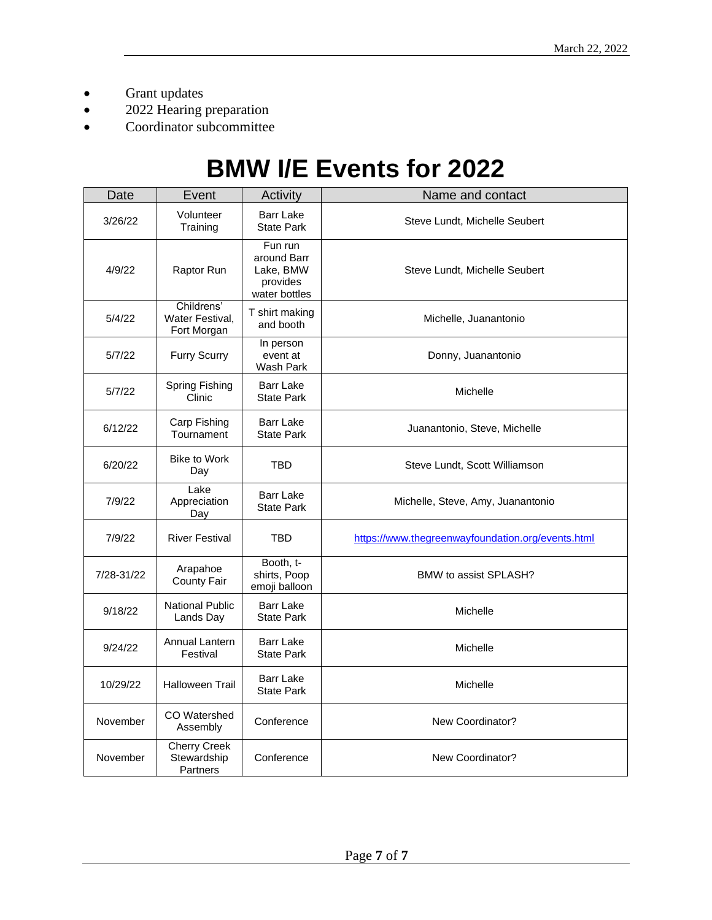- Grant updates
- 2022 Hearing preparation
- Coordinator subcommittee

# BMW I/E Events for 2022

| Date | Event | Activity | Name and contact |
|---|---|---|---|
| 3/26/22 | Volunteer Training | Barr Lake State Park | Steve Lundt, Michelle Seubert |
| 4/9/22 | Raptor Run | Fun run around Barr Lake, BMW provides water bottles | Steve Lundt, Michelle Seubert |
| 5/4/22 | Childrens' Water Festival, Fort Morgan | T shirt making and booth | Michelle, Juanantonio |
| 5/7/22 | Furry Scurry | In person event at Wash Park | Donny, Juanantonio |
| 5/7/22 | Spring Fishing Clinic | Barr Lake State Park | Michelle |
| 6/12/22 | Carp Fishing Tournament | Barr Lake State Park | Juanantonio, Steve, Michelle |
| 6/20/22 | Bike to Work Day | TBD | Steve Lundt, Scott Williamson |
| 7/9/22 | Lake Appreciation Day | Barr Lake State Park | Michelle, Steve, Amy, Juanantonio |
| 7/9/22 | River Festival | TBD | https://www.thegreenwayfoundation.org/events.html |
| 7/28-31/22 | Arapahoe County Fair | Booth, t-shirts, Poop emoji balloon | BMW to assist SPLASH? |
| 9/18/22 | National Public Lands Day | Barr Lake State Park | Michelle |
| 9/24/22 | Annual Lantern Festival | Barr Lake State Park | Michelle |
| 10/29/22 | Halloween Trail | Barr Lake State Park | Michelle |
| November | CO Watershed Assembly | Conference | New Coordinator? |
| November | Cherry Creek Stewardship Partners | Conference | New Coordinator? |